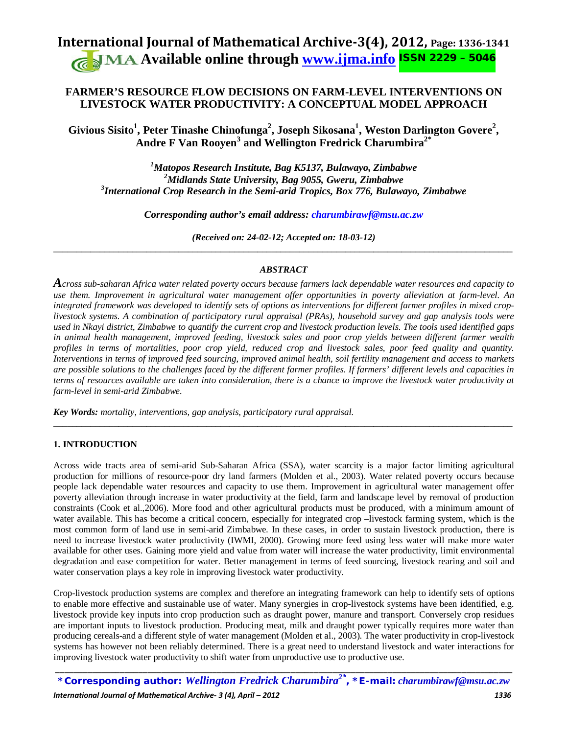# FARMER'S RESOURCE FLOW DECISIONS ON FARM-LEVEL INTERVENTIONS ON LIVESTOCK WATER PRODUCTIVITY: A CONCEPTUAL MODEL APPROACH

**Givious Sisito[1], Peter Tinashe Chinofunga[2], Joseph Sikosana[1], Weston Darlington Govere[2], Andre F Van Rooyen[3] and Wellington Fredrick Charumbira[2*]**

*[1]Matopos Research Institute, Bag K5137, Bulawayo, Zimbabwe*
*[2]Midlands State University, Bag 9055, Gweru, Zimbabwe*
*[3]International Crop Research in the Semi-arid Tropics, Box 776, Bulawayo, Zimbabwe*

*Corresponding author's email address: charumbirawf@msu.ac.zw*

*(Received on: 24-02-12; Accepted on: 18-03-12)*

---

### *ABSTRACT*

*Across sub-saharan Africa water related poverty occurs because farmers lack dependable water resources and capacity to use them. Improvement in agricultural water management offer opportunities in poverty alleviation at farm-level. An integrated framework was developed to identify sets of options as interventions for different farmer profiles in mixed crop-livestock systems. A combination of participatory rural appraisal (PRAs), household survey and gap analysis tools were used in Nkayi district, Zimbabwe to quantify the current crop and livestock production levels. The tools used identified gaps in animal health management, improved feeding, livestock sales and poor crop yields between different farmer wealth profiles in terms of mortalities, poor crop yield, reduced crop and livestock sales, poor feed quality and quantity. Interventions in terms of improved feed sourcing, improved animal health, soil fertility management and access to markets are possible solutions to the challenges faced by the different farmer profiles. If farmers' different levels and capacities in terms of resources available are taken into consideration, there is a chance to improve the livestock water productivity at farm-level in semi-arid Zimbabwe.*

**Key Words:** *mortality, interventions, gap analysis, participatory rural appraisal.*

---

## 1. INTRODUCTION

Across wide tracts area of semi-arid Sub-Saharan Africa (SSA), water scarcity is a major factor limiting agricultural production for millions of resource-poor dry land farmers (Molden et al., 2003). Water related poverty occurs because people lack dependable water resources and capacity to use them. Improvement in agricultural water management offer poverty alleviation through increase in water productivity at the field, farm and landscape level by removal of production constraints (Cook et al.,2006). More food and other agricultural products must be produced, with a minimum amount of water available. This has become a critical concern, especially for integrated crop –livestock farming system, which is the most common form of land use in semi-arid Zimbabwe. In these cases, in order to sustain livestock production, there is need to increase livestock water productivity (IWMI, 2000). Growing more feed using less water will make more water available for other uses. Gaining more yield and value from water will increase the water productivity, limit environmental degradation and ease competition for water. Better management in terms of feed sourcing, livestock rearing and soil and water conservation plays a key role in improving livestock water productivity.

Crop-livestock production systems are complex and therefore an integrating framework can help to identify sets of options to enable more effective and sustainable use of water. Many synergies in crop-livestock systems have been identified, e.g. livestock provide key inputs into crop production such as draught power, manure and transport. Conversely crop residues are important inputs to livestock production. Producing meat, milk and draught power typically requires more water than producing cereals-and a different style of water management (Molden et al., 2003). The water productivity in crop-livestock systems has however not been reliably determined. There is a great need to understand livestock and water interactions for improving livestock water productivity to shift water from unproductive use to productive use.

**\*Corresponding author:** *Wellington Fredrick Charumbira[2\*]*, **\*E-mail:** *charumbirawf@msu.ac.zw*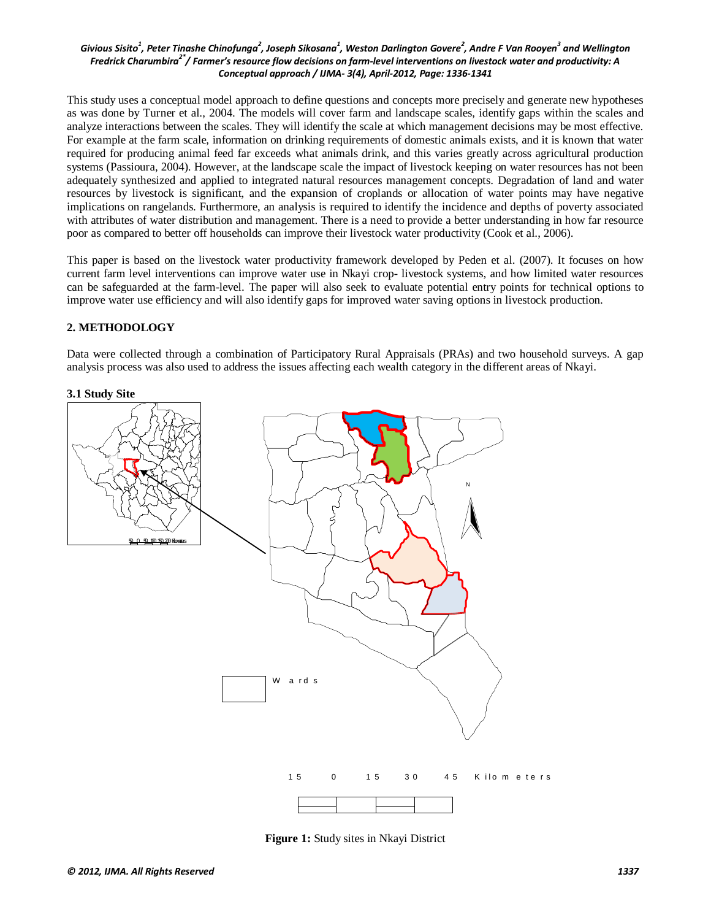This study uses a conceptual model approach to define questions and concepts more precisely and generate new hypotheses as was done by Turner et al., 2004. The models will cover farm and landscape scales, identify gaps within the scales and analyze interactions between the scales. They will identify the scale at which management decisions may be most effective. For example at the farm scale, information on drinking requirements of domestic animals exists, and it is known that water required for producing animal feed far exceeds what animals drink, and this varies greatly across agricultural production systems (Passioura, 2004). However, at the landscape scale the impact of livestock keeping on water resources has not been adequately synthesized and applied to integrated natural resources management concepts. Degradation of land and water resources by livestock is significant, and the expansion of croplands or allocation of water points may have negative implications on rangelands. Furthermore, an analysis is required to identify the incidence and depths of poverty associated with attributes of water distribution and management. There is a need to provide a better understanding in how far resource poor as compared to better off households can improve their livestock water productivity (Cook et al., 2006).

This paper is based on the livestock water productivity framework developed by Peden et al. (2007). It focuses on how current farm level interventions can improve water use in Nkayi crop- livestock systems, and how limited water resources can be safeguarded at the farm-level. The paper will also seek to evaluate potential entry points for technical options to improve water use efficiency and will also identify gaps for improved water saving options in livestock production.

## 2. METHODOLOGY

Data were collected through a combination of Participatory Rural Appraisals (PRAs) and two household surveys. A gap analysis process was also used to address the issues affecting each wealth category in the different areas of Nkayi.

### 3.1 Study Site

Wards

15 0 15 30 45 Kilometers

**Figure 1:** Study sites in Nkayi District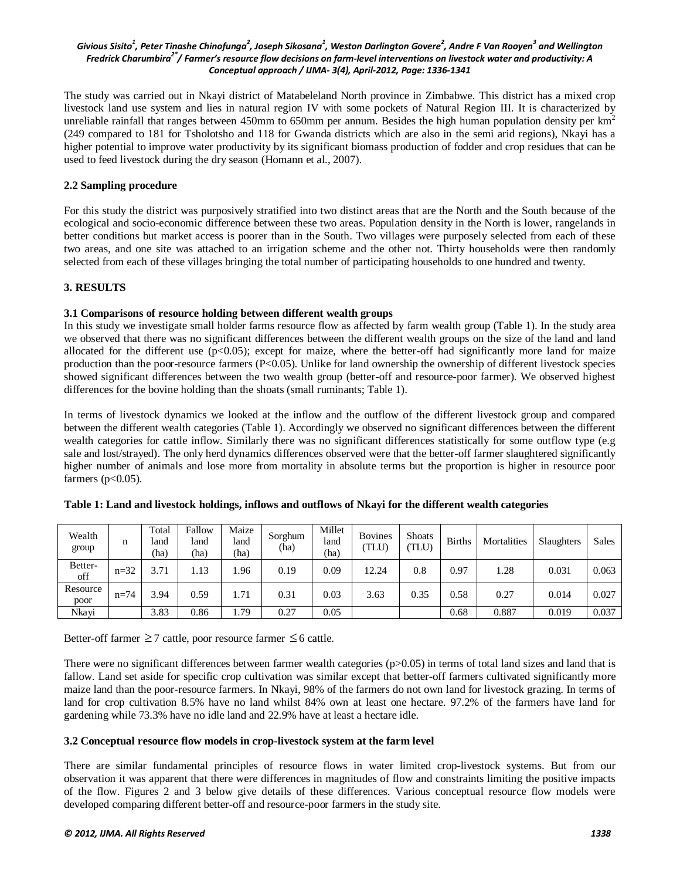The study was carried out in Nkayi district of Matabeleland North province in Zimbabwe. This district has a mixed crop livestock land use system and lies in natural region IV with some pockets of Natural Region III. It is characterized by unreliable rainfall that ranges between 450mm to 650mm per annum. Besides the high human population density per $km^2$ (249 compared to 181 for Tsholotsho and 118 for Gwanda districts which are also in the semi arid regions), Nkayi has a higher potential to improve water productivity by its significant biomass production of fodder and crop residues that can be used to feed livestock during the dry season (Homann et al., 2007).

### 2.2 Sampling procedure

For this study the district was purposively stratified into two distinct areas that are the North and the South because of the ecological and socio-economic difference between these two areas. Population density in the North is lower, rangelands in better conditions but market access is poorer than in the South. Two villages were purposely selected from each of these two areas, and one site was attached to an irrigation scheme and the other not. Thirty households were then randomly selected from each of these villages bringing the total number of participating households to one hundred and twenty.

## 3. RESULTS

### 3.1 Comparisons of resource holding between different wealth groups

In this study we investigate small holder farms resource flow as affected by farm wealth group (Table 1). In the study area we observed that there was no significant differences between the different wealth groups on the size of the land and land allocated for the different use ($p<0.05$); except for maize, where the better-off had significantly more land for maize production than the poor-resource farmers ($P<0.05$). Unlike for land ownership the ownership of different livestock species showed significant differences between the two wealth group (better-off and resource-poor farmer). We observed highest differences for the bovine holding than the shoats (small ruminants; Table 1).

In terms of livestock dynamics we looked at the inflow and the outflow of the different livestock group and compared between the different wealth categories (Table 1). Accordingly we observed no significant differences between the different wealth categories for cattle inflow. Similarly there was no significant differences statistically for some outflow type (e.g sale and lost/strayed). The only herd dynamics differences observed were that the better-off farmer slaughtered significantly higher number of animals and lose more from mortality in absolute terms but the proportion is higher in resource poor farmers ($p<0.05$).

**Table 1: Land and livestock holdings, inflows and outflows of Nkayi for the different wealth categories**

| Wealth group | n | Total land (ha) | Fallow land (ha) | Maize land (ha) | Sorghum (ha) | Millet land (ha) | Bovines (TLU) | Shoats (TLU) | Births | Mortalities | Slaughters | Sales |
|---|---|---|---|---|---|---|---|---|---|---|---|---|
| Better-off | n=32 | 3.71 | 1.13 | 1.96 | 0.19 | 0.09 | 12.24 | 0.8 | 0.97 | 1.28 | 0.031 | 0.063 |
| Resource poor | n=74 | 3.94 | 0.59 | 1.71 | 0.31 | 0.03 | 3.63 | 0.35 | 0.58 | 0.27 | 0.014 | 0.027 |
| Nkayi | | 3.83 | 0.86 | 1.79 | 0.27 | 0.05 | | | 0.68 | 0.887 | 0.019 | 0.037 |

Better-off farmer $\geq 7$ cattle, poor resource farmer $\leq 6$ cattle.

There were no significant differences between farmer wealth categories ($p>0.05$) in terms of total land sizes and land that is fallow. Land set aside for specific crop cultivation was similar except that better-off farmers cultivated significantly more maize land than the poor-resource farmers. In Nkayi, 98% of the farmers do not own land for livestock grazing. In terms of land for crop cultivation 8.5% have no land whilst 84% own at least one hectare. 97.2% of the farmers have land for gardening while 73.3% have no idle land and 22.9% have at least a hectare idle.

### 3.2 Conceptual resource flow models in crop-livestock system at the farm level

There are similar fundamental principles of resource flows in water limited crop-livestock systems. But from our observation it was apparent that there were differences in magnitudes of flow and constraints limiting the positive impacts of the flow. Figures 2 and 3 below give details of these differences. Various conceptual resource flow models were developed comparing different better-off and resource-poor farmers in the study site.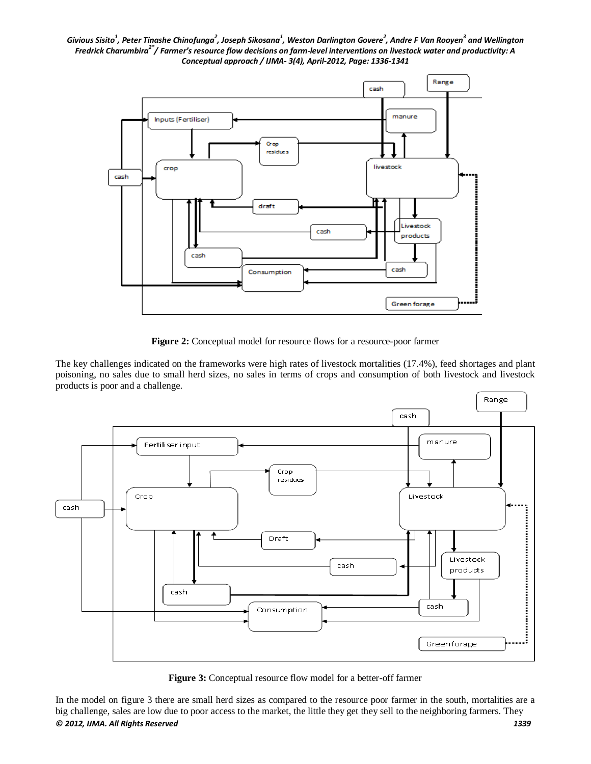Figure 2: Conceptual model for resource flows for a resource-poor farmer

The key challenges indicated on the frameworks were high rates of livestock mortalities (17.4%), feed shortages and plant poisoning, no sales due to small herd sizes, no sales in terms of crops and consumption of both livestock and livestock products is poor and a challenge.

Figure 3: Conceptual resource flow model for a better-off farmer

In the model on figure 3 there are small herd sizes as compared to the resource poor farmer in the south, mortalities are a big challenge, sales are low due to poor access to the market, the little they get they sell to the neighboring farmers. They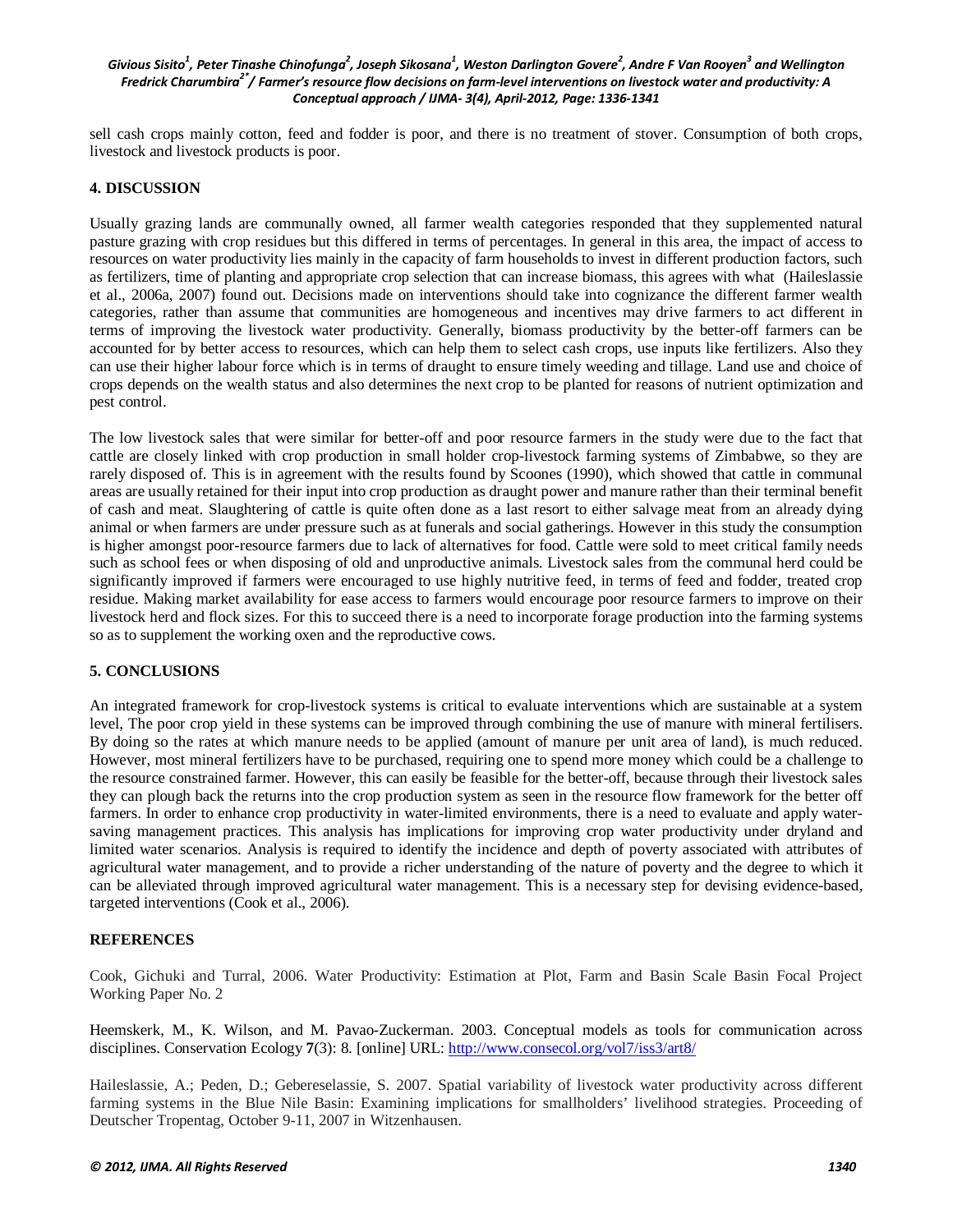sell cash crops mainly cotton, feed and fodder is poor, and there is no treatment of stover. Consumption of both crops, livestock and livestock products is poor.

## 4. DISCUSSION

Usually grazing lands are communally owned, all farmer wealth categories responded that they supplemented natural pasture grazing with crop residues but this differed in terms of percentages. In general in this area, the impact of access to resources on water productivity lies mainly in the capacity of farm households to invest in different production factors, such as fertilizers, time of planting and appropriate crop selection that can increase biomass, this agrees with what (Haileslassie et al., 2006a, 2007) found out. Decisions made on interventions should take into cognizance the different farmer wealth categories, rather than assume that communities are homogeneous and incentives may drive farmers to act different in terms of improving the livestock water productivity. Generally, biomass productivity by the better-off farmers can be accounted for by better access to resources, which can help them to select cash crops, use inputs like fertilizers. Also they can use their higher labour force which is in terms of draught to ensure timely weeding and tillage. Land use and choice of crops depends on the wealth status and also determines the next crop to be planted for reasons of nutrient optimization and pest control.

The low livestock sales that were similar for better-off and poor resource farmers in the study were due to the fact that cattle are closely linked with crop production in small holder crop-livestock farming systems of Zimbabwe, so they are rarely disposed of. This is in agreement with the results found by Scoones (1990), which showed that cattle in communal areas are usually retained for their input into crop production as draught power and manure rather than their terminal benefit of cash and meat. Slaughtering of cattle is quite often done as a last resort to either salvage meat from an already dying animal or when farmers are under pressure such as at funerals and social gatherings. However in this study the consumption is higher amongst poor-resource farmers due to lack of alternatives for food. Cattle were sold to meet critical family needs such as school fees or when disposing of old and unproductive animals. Livestock sales from the communal herd could be significantly improved if farmers were encouraged to use highly nutritive feed, in terms of feed and fodder, treated crop residue. Making market availability for ease access to farmers would encourage poor resource farmers to improve on their livestock herd and flock sizes. For this to succeed there is a need to incorporate forage production into the farming systems so as to supplement the working oxen and the reproductive cows.

## 5. CONCLUSIONS

An integrated framework for crop-livestock systems is critical to evaluate interventions which are sustainable at a system level, The poor crop yield in these systems can be improved through combining the use of manure with mineral fertilisers. By doing so the rates at which manure needs to be applied (amount of manure per unit area of land), is much reduced. However, most mineral fertilizers have to be purchased, requiring one to spend more money which could be a challenge to the resource constrained farmer. However, this can easily be feasible for the better-off, because through their livestock sales they can plough back the returns into the crop production system as seen in the resource flow framework for the better off farmers. In order to enhance crop productivity in water-limited environments, there is a need to evaluate and apply water-saving management practices. This analysis has implications for improving crop water productivity under dryland and limited water scenarios. Analysis is required to identify the incidence and depth of poverty associated with attributes of agricultural water management, and to provide a richer understanding of the nature of poverty and the degree to which it can be alleviated through improved agricultural water management. This is a necessary step for devising evidence-based, targeted interventions (Cook et al., 2006).

## REFERENCES

Cook, Gichuki and Turral, 2006. Water Productivity: Estimation at Plot, Farm and Basin Scale Basin Focal Project Working Paper No. 2

Heemskerk, M., K. Wilson, and M. Pavao-Zuckerman. 2003. Conceptual models as tools for communication across disciplines. Conservation Ecology **7**(3): 8. [online] URL: http://www.consecol.org/vol7/iss3/art8/

Haileslassie, A.; Peden, D.; Gebereselassie, S. 2007. Spatial variability of livestock water productivity across different farming systems in the Blue Nile Basin: Examining implications for smallholders' livelihood strategies. Proceeding of Deutscher Tropentag, October 9-11, 2007 in Witzenhausen.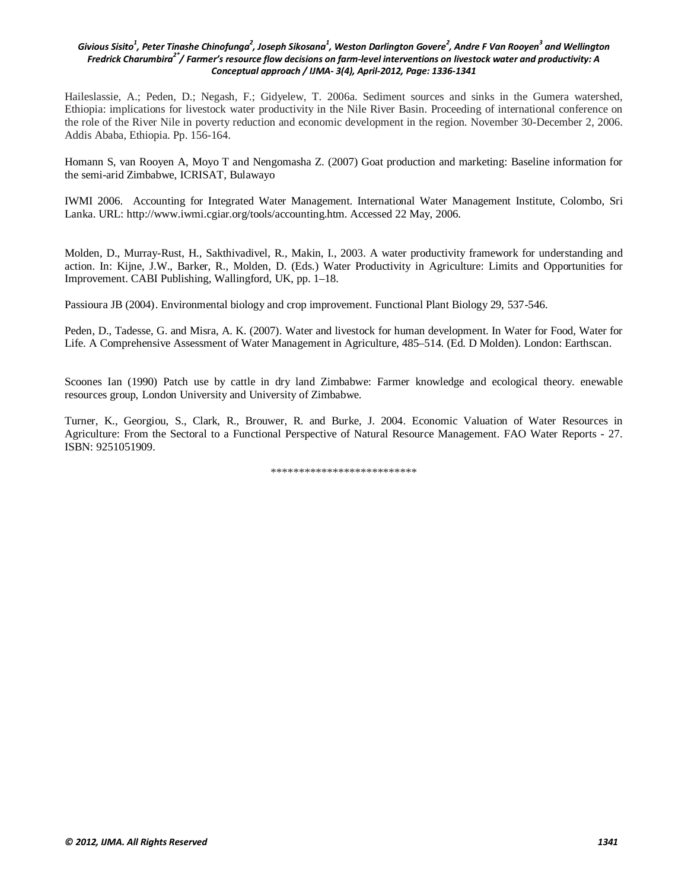Haileslassie, A.; Peden, D.; Negash, F.; Gidyelew, T. 2006a. Sediment sources and sinks in the Gumera watershed, Ethiopia: implications for livestock water productivity in the Nile River Basin. Proceeding of international conference on the role of the River Nile in poverty reduction and economic development in the region. November 30-December 2, 2006. Addis Ababa, Ethiopia. Pp. 156-164.

Homann S, van Rooyen A, Moyo T and Nengomasha Z. (2007) Goat production and marketing: Baseline information for the semi-arid Zimbabwe, ICRISAT, Bulawayo

IWMI 2006. Accounting for Integrated Water Management. International Water Management Institute, Colombo, Sri Lanka. URL: http://www.iwmi.cgiar.org/tools/accounting.htm. Accessed 22 May, 2006.

Molden, D., Murray-Rust, H., Sakthivadivel, R., Makin, I., 2003. A water productivity framework for understanding and action. In: Kijne, J.W., Barker, R., Molden, D. (Eds.) Water Productivity in Agriculture: Limits and Opportunities for Improvement. CABI Publishing, Wallingford, UK, pp. 1–18.

Passioura JB (2004). Environmental biology and crop improvement. Functional Plant Biology 29, 537-546.

Peden, D., Tadesse, G. and Misra, A. K. (2007). Water and livestock for human development. In Water for Food, Water for Life. A Comprehensive Assessment of Water Management in Agriculture, 485–514. (Ed. D Molden). London: Earthscan.

Scoones Ian (1990) Patch use by cattle in dry land Zimbabwe: Farmer knowledge and ecological theory. enewable resources group, London University and University of Zimbabwe.

Turner, K., Georgiou, S., Clark, R., Brouwer, R. and Burke, J. 2004. Economic Valuation of Water Resources in Agriculture: From the Sectoral to a Functional Perspective of Natural Resource Management. FAO Water Reports - 27. ISBN: 9251051909.

**************************